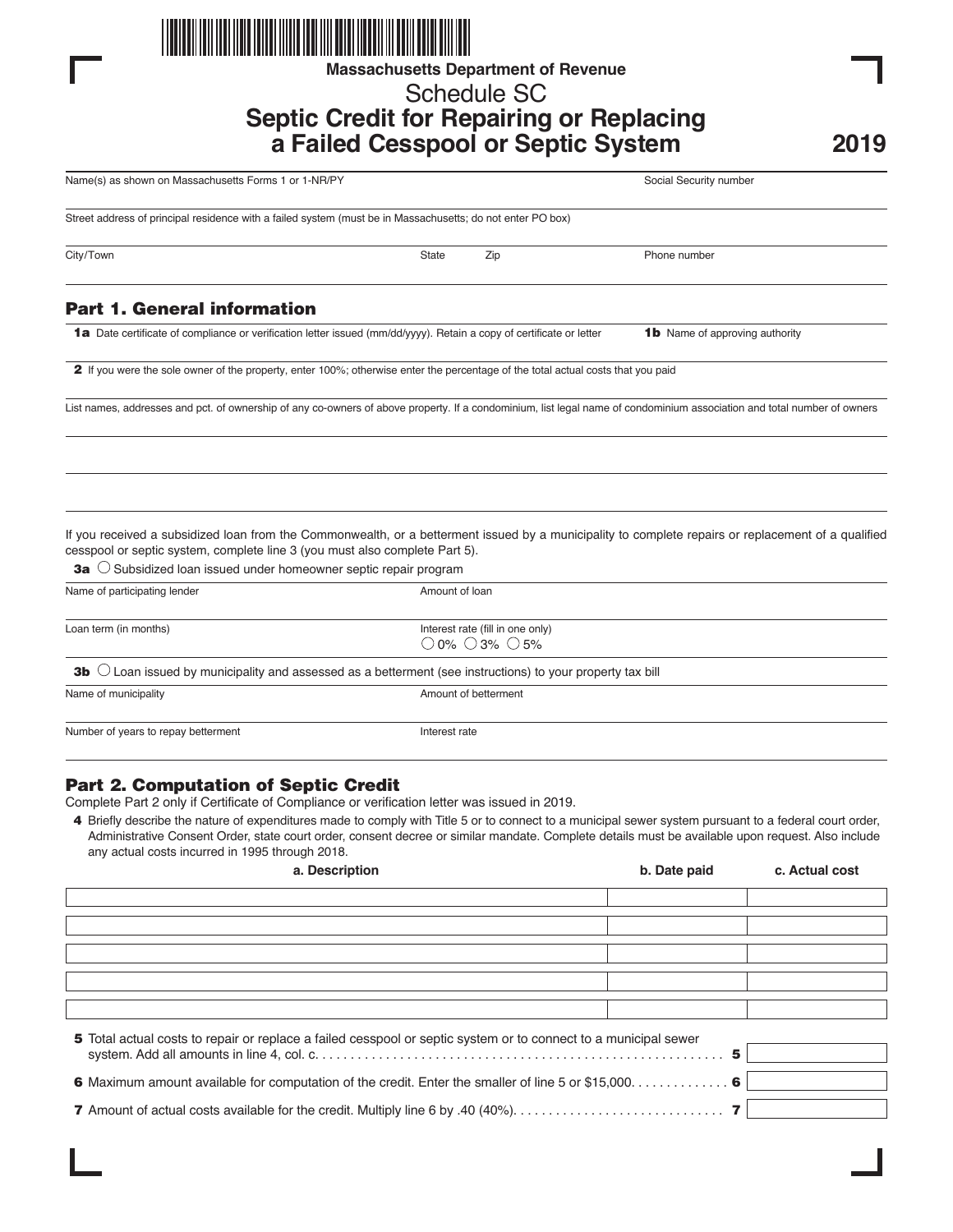Massachusetts Department of Revenue

# Schedule SC

## Septic Credit for Repairing or Replacing a Failed Cesspool or Septic System

**2019**

Name(s) as shown on Massachusetts Forms 1 or 1-NR/PY | Social Security number

Street address of principal residence with a failed system (must be in Massachusetts; do not enter PO box)

City/Town | State | Zip | Phone number

## Part 1. General information

**1a** Date certificate of compliance or verification letter issued (mm/dd/yyyy). Retain a copy of certificate or letter

**1b** Name of approving authority

**2** If you were the sole owner of the property, enter 100%; otherwise enter the percentage of the total actual costs that you paid

List names, addresses and pct. of ownership of any co-owners of above property. If a condominium, list legal name of condominium association and total number of owners

If you received a subsidized loan from the Commonwealth, or a betterment issued by a municipality to complete repairs or replacement of a qualified cesspool or septic system, complete line 3 (you must also complete Part 5).

**3a** ○ Subsidized loan issued under homeowner septic repair program

Name of participating lender | Amount of loan

Loan term (in months) | Interest rate (fill in one only) ○ 0% ○ 3% ○ 5%

**3b** ○ Loan issued by municipality and assessed as a betterment (see instructions) to your property tax bill

Name of municipality | Amount of betterment

Number of years to repay betterment | Interest rate

## Part 2. Computation of Septic Credit

Complete Part 2 only if Certificate of Compliance or verification letter was issued in 2019.

**4** Briefly describe the nature of expenditures made to comply with Title 5 or to connect to a municipal sewer system pursuant to a federal court order, Administrative Consent Order, state court order, consent decree or similar mandate. Complete details must be available upon request. Also include any actual costs incurred in 1995 through 2018.

| a. Description | b. Date paid | c. Actual cost |
|---|---|---|
| | | |
| | | |
| | | |
| | | |
| | | |

**5** Total actual costs to repair or replace a failed cesspool or septic system or to connect to a municipal sewer system. Add all amounts in line 4, col. c. . . . . . . . . . . . . . . . . . . . . . . . . . . . . . . . . . . . . . . . . . . . . . . . . . . . . . . . . **5**

**6** Maximum amount available for computation of the credit. Enter the smaller of line 5 or $15,000. . . . . . . . . . . . . . **6**

**7** Amount of actual costs available for the credit. Multiply line 6 by .40 (40%). . . . . . . . . . . . . . . . . . . . . . . . . . . . . . **7**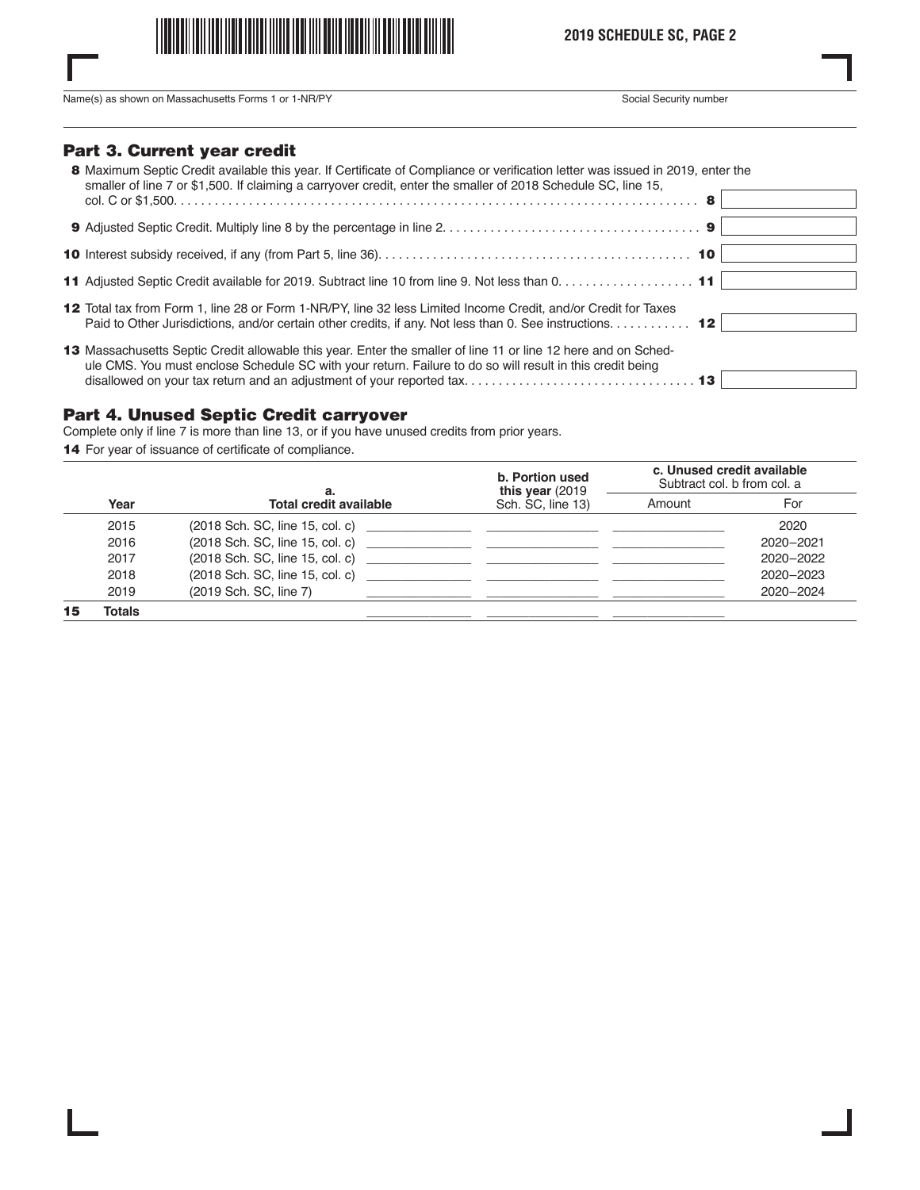Name(s) as shown on Massachusetts Forms 1 or 1-NR/PY

Social Security number

## Part 3. Current year credit

**8** Maximum Septic Credit available this year. If Certificate of Compliance or verification letter was issued in 2019, enter the smaller of line 7 or $1,500. If claiming a carryover credit, enter the smaller of 2018 Schedule SC, line 15, col. C or $1,500. . . . . . . . . . . . . . . . . . . . . . . . . . . . . . . . . . . . . . . . . . . . . . . . . . . . . . . . . . . . . . . . . . . . . . . . . . . . . **8**

**9** Adjusted Septic Credit. Multiply line 8 by the percentage in line 2. . . . . . . . . . . . . . . . . . . . . . . . . . . . . . . . . . . . . **9**

**10** Interest subsidy received, if any (from Part 5, line 36). . . . . . . . . . . . . . . . . . . . . . . . . . . . . . . . . . . . . . . . . . . . . **10**

**11** Adjusted Septic Credit available for 2019. Subtract line 10 from line 9. Not less than 0. . . . . . . . . . . . . . . . . . . **11**

**12** Total tax from Form 1, line 28 or Form 1-NR/PY, line 32 less Limited Income Credit, and/or Credit for Taxes Paid to Other Jurisdictions, and/or certain other credits, if any. Not less than 0. See instructions. . . . . . . . . . . **12**

**13** Massachusetts Septic Credit allowable this year. Enter the smaller of line 11 or line 12 here and on Schedule CMS. You must enclose Schedule SC with your return. Failure to do so will result in this credit being disallowed on your tax return and an adjustment of your reported tax. . . . . . . . . . . . . . . . . . . . . . . . . . . . . . . . . **13**

## Part 4. Unused Septic Credit carryover

Complete only if line 7 is more than line 13, or if you have unused credits from prior years.

**14** For year of issuance of certificate of compliance.

| | Year | a. Total credit available | | b. Portion used **this year** (2019 Sch. SC, line 13) | c. Unused credit available Subtract col. b from col. a | |
|---|---|---|---|---|---|---|
| | | | | | Amount | For |
| | 2015 | (2018 Sch. SC, line 15, col. c) | | | | 2020 |
| | 2016 | (2018 Sch. SC, line 15, col. c) | | | | 2020–2021 |
| | 2017 | (2018 Sch. SC, line 15, col. c) | | | | 2020–2022 |
| | 2018 | (2018 Sch. SC, line 15, col. c) | | | | 2020–2023 |
| | 2019 | (2019 Sch. SC, line 7) | | | | 2020–2024 |
| **15** | **Totals** | | | | | |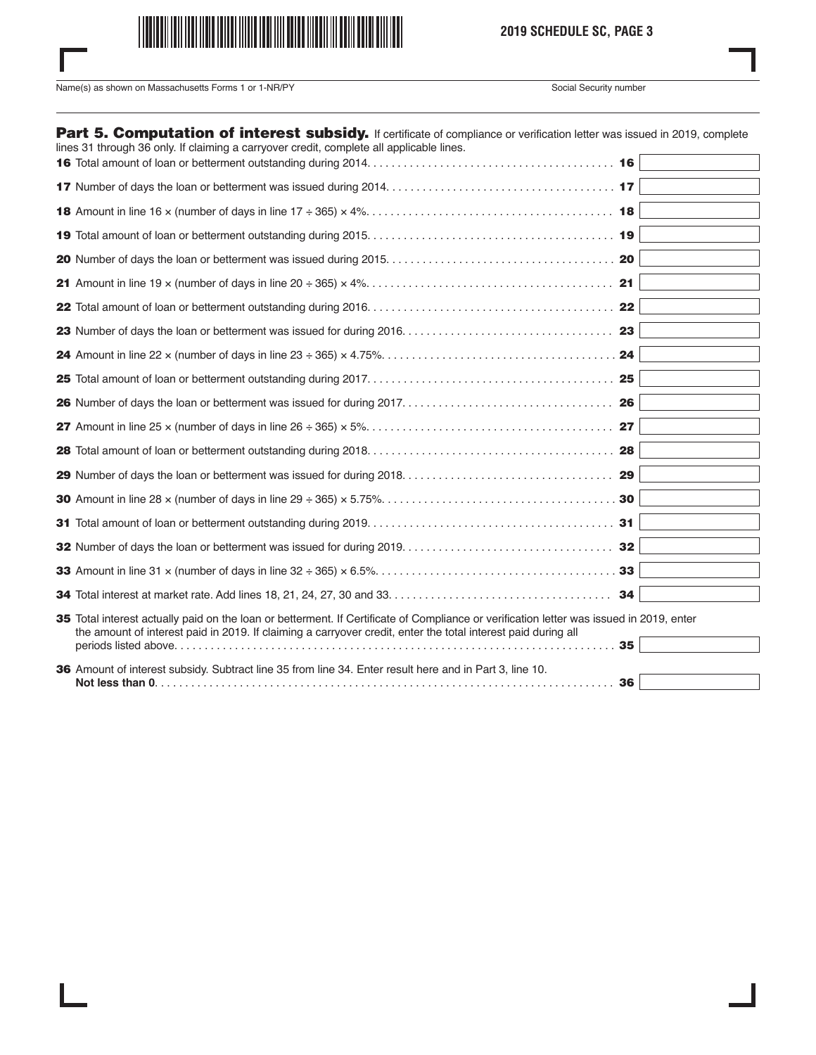Name(s) as shown on Massachusetts Forms 1 or 1-NR/PY

Social Security number

## Part 5. Computation of interest subsidy.

If certificate of compliance or verification letter was issued in 2019, complete lines 31 through 36 only. If claiming a carryover credit, complete all applicable lines.

| Line | Description | | Amount |
|---|---|---|---|
| 16 | Total amount of loan or betterment outstanding during 2014 | 16 | |
| 17 | Number of days the loan or betterment was issued during 2014 | 17 | |
| 18 | Amount in line 16 × (number of days in line 17 ÷ 365) × 4% | 18 | |
| 19 | Total amount of loan or betterment outstanding during 2015 | 19 | |
| 20 | Number of days the loan or betterment was issued during 2015 | 20 | |
| 21 | Amount in line 19 × (number of days in line 20 ÷ 365) × 4% | 21 | |
| 22 | Total amount of loan or betterment outstanding during 2016 | 22 | |
| 23 | Number of days the loan or betterment was issued for during 2016 | 23 | |
| 24 | Amount in line 22 × (number of days in line 23 ÷ 365) × 4.75% | 24 | |
| 25 | Total amount of loan or betterment outstanding during 2017 | 25 | |
| 26 | Number of days the loan or betterment was issued for during 2017 | 26 | |
| 27 | Amount in line 25 × (number of days in line 26 ÷ 365) × 5% | 27 | |
| 28 | Total amount of loan or betterment outstanding during 2018 | 28 | |
| 29 | Number of days the loan or betterment was issued for during 2018 | 29 | |
| 30 | Amount in line 28 × (number of days in line 29 ÷ 365) × 5.75% | 30 | |
| 31 | Total amount of loan or betterment outstanding during 2019 | 31 | |
| 32 | Number of days the loan or betterment was issued for during 2019 | 32 | |
| 33 | Amount in line 31 × (number of days in line 32 ÷ 365) × 6.5% | 33 | |
| 34 | Total interest at market rate. Add lines 18, 21, 24, 27, 30 and 33 | 34 | |
| 35 | Total interest actually paid on the loan or betterment. If Certificate of Compliance or verification letter was issued in 2019, enter the amount of interest paid in 2019. If claiming a carryover credit, enter the total interest paid during all periods listed above | 35 | |
| 36 | Amount of interest subsidy. Subtract line 35 from line 34. Enter result here and in Part 3, line 10. **Not less than 0** | 36 | |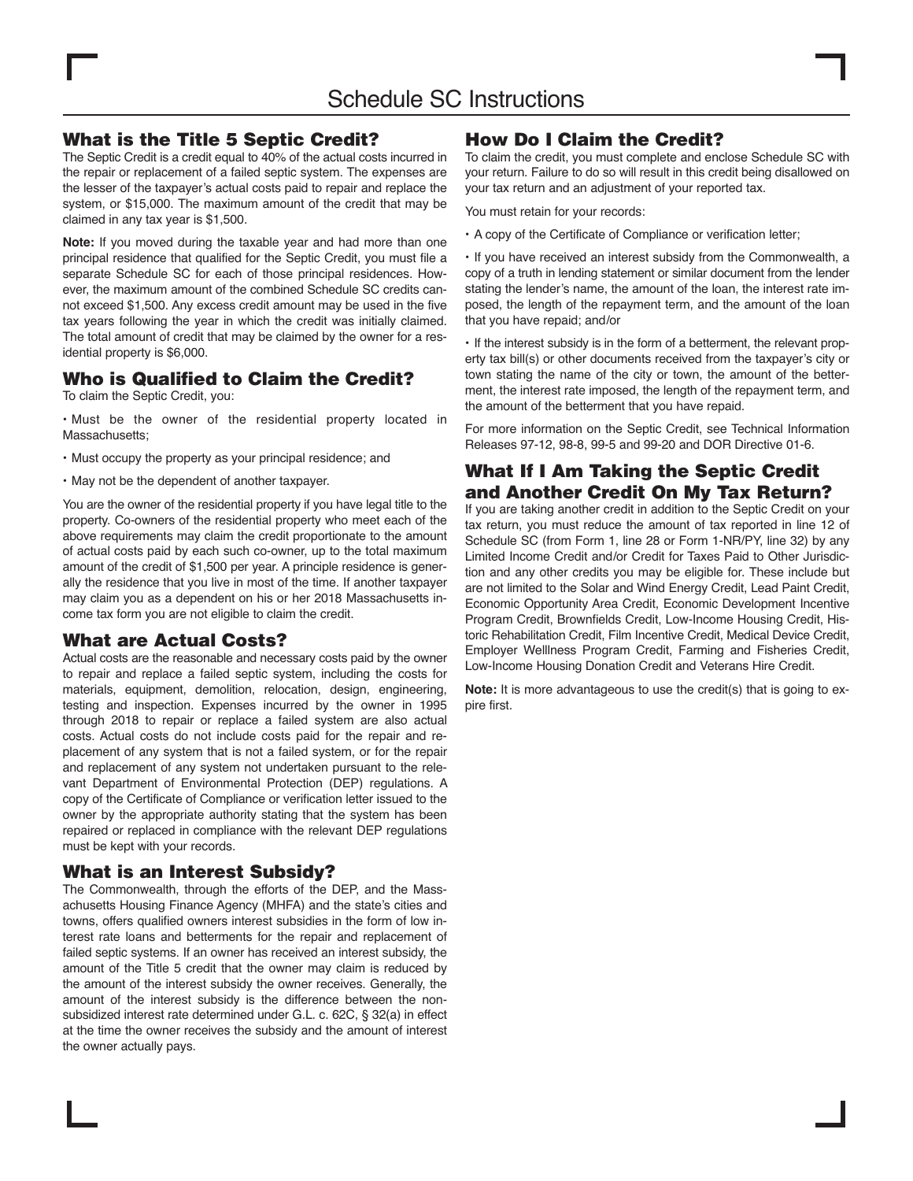# Schedule SC Instructions

## What is the Title 5 Septic Credit?

The Septic Credit is a credit equal to 40% of the actual costs incurred in the repair or replacement of a failed septic system. The expenses are the lesser of the taxpayer's actual costs paid to repair and replace the system, or $15,000. The maximum amount of the credit that may be claimed in any tax year is $1,500.

**Note:** If you moved during the taxable year and had more than one principal residence that qualified for the Septic Credit, you must file a separate Schedule SC for each of those principal residences. However, the maximum amount of the combined Schedule SC credits cannot exceed $1,500. Any excess credit amount may be used in the five tax years following the year in which the credit was initially claimed. The total amount of credit that may be claimed by the owner for a residential property is $6,000.

## Who is Qualified to Claim the Credit?

To claim the Septic Credit, you:

- Must be the owner of the residential property located in Massachusetts;
- Must occupy the property as your principal residence; and
- May not be the dependent of another taxpayer.

You are the owner of the residential property if you have legal title to the property. Co-owners of the residential property who meet each of the above requirements may claim the credit proportionate to the amount of actual costs paid by each such co-owner, up to the total maximum amount of the credit of $1,500 per year. A principle residence is generally the residence that you live in most of the time. If another taxpayer may claim you as a dependent on his or her 2018 Massachusetts income tax form you are not eligible to claim the credit.

## What are Actual Costs?

Actual costs are the reasonable and necessary costs paid by the owner to repair and replace a failed septic system, including the costs for materials, equipment, demolition, relocation, design, engineering, testing and inspection. Expenses incurred by the owner in 1995 through 2018 to repair or replace a failed system are also actual costs. Actual costs do not include costs paid for the repair and replacement of any system that is not a failed system, or for the repair and replacement of any system not undertaken pursuant to the relevant Department of Environmental Protection (DEP) regulations. A copy of the Certificate of Compliance or verification letter issued to the owner by the appropriate authority stating that the system has been repaired or replaced in compliance with the relevant DEP regulations must be kept with your records.

## What is an Interest Subsidy?

The Commonwealth, through the efforts of the DEP, and the Massachusetts Housing Finance Agency (MHFA) and the state's cities and towns, offers qualified owners interest subsidies in the form of low interest rate loans and betterments for the repair and replacement of failed septic systems. If an owner has received an interest subsidy, the amount of the Title 5 credit that the owner may claim is reduced by the amount of the interest subsidy the owner receives. Generally, the amount of the interest subsidy is the difference between the nonsubsidized interest rate determined under G.L. c. 62C, § 32(a) in effect at the time the owner receives the subsidy and the amount of interest the owner actually pays.

## How Do I Claim the Credit?

To claim the credit, you must complete and enclose Schedule SC with your return. Failure to do so will result in this credit being disallowed on your tax return and an adjustment of your reported tax.

You must retain for your records:

- A copy of the Certificate of Compliance or verification letter;
- If you have received an interest subsidy from the Commonwealth, a copy of a truth in lending statement or similar document from the lender stating the lender's name, the amount of the loan, the interest rate imposed, the length of the repayment term, and the amount of the loan that you have repaid; and/or
- If the interest subsidy is in the form of a betterment, the relevant property tax bill(s) or other documents received from the taxpayer's city or town stating the name of the city or town, the amount of the betterment, the interest rate imposed, the length of the repayment term, and the amount of the betterment that you have repaid.

For more information on the Septic Credit, see Technical Information Releases 97-12, 98-8, 99-5 and 99-20 and DOR Directive 01-6.

## What If I Am Taking the Septic Credit and Another Credit On My Tax Return?

If you are taking another credit in addition to the Septic Credit on your tax return, you must reduce the amount of tax reported in line 12 of Schedule SC (from Form 1, line 28 or Form 1-NR/PY, line 32) by any Limited Income Credit and/or Credit for Taxes Paid to Other Jurisdiction and any other credits you may be eligible for. These include but are not limited to the Solar and Wind Energy Credit, Lead Paint Credit, Economic Opportunity Area Credit, Economic Development Incentive Program Credit, Brownfields Credit, Low-Income Housing Credit, Historic Rehabilitation Credit, Film Incentive Credit, Medical Device Credit, Employer Welllness Program Credit, Farming and Fisheries Credit, Low-Income Housing Donation Credit and Veterans Hire Credit.

**Note:** It is more advantageous to use the credit(s) that is going to expire first.